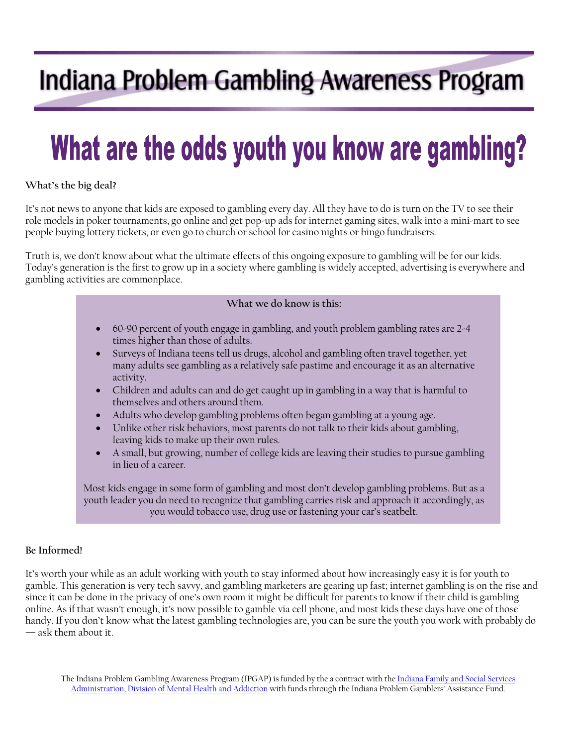# Indiana Problem Gambling Awareness Program

# What are the odds youth you know are gambling?

**What's the big deal?**

It's not news to anyone that kids are exposed to gambling every day. All they have to do is turn on the TV to see their role models in poker tournaments, go online and get pop-up ads for internet gaming sites, walk into a mini-mart to see people buying lottery tickets, or even go to church or school for casino nights or bingo fundraisers.

Truth is, we don't know about what the ultimate effects of this ongoing exposure to gambling will be for our kids. Today's generation is the first to grow up in a society where gambling is widely accepted, advertising is everywhere and gambling activities are commonplace.

**What we do know is this:**

- 60-90 percent of youth engage in gambling, and youth problem gambling rates are 2-4 times higher than those of adults.
- Surveys of Indiana teens tell us drugs, alcohol and gambling often travel together, yet many adults see gambling as a relatively safe pastime and encourage it as an alternative activity.
- Children and adults can and do get caught up in gambling in a way that is harmful to themselves and others around them.
- Adults who develop gambling problems often began gambling at a young age.
- Unlike other risk behaviors, most parents do not talk to their kids about gambling, leaving kids to make up their own rules.
- A small, but growing, number of college kids are leaving their studies to pursue gambling in lieu of a career.

Most kids engage in some form of gambling and most don't develop gambling problems. But as a youth leader you do need to recognize that gambling carries risk and approach it accordingly, as you would tobacco use, drug use or fastening your car's seatbelt.

**Be Informed!**

It's worth your while as an adult working with youth to stay informed about how increasingly easy it is for youth to gamble. This generation is very tech savvy, and gambling marketers are gearing up fast; internet gambling is on the rise and since it can be done in the privacy of one's own room it might be difficult for parents to know if their child is gambling online. As if that wasn't enough, it's now possible to gamble via cell phone, and most kids these days have one of those handy. If you don't know what the latest gambling technologies are, you can be sure the youth you work with probably do — ask them about it.

The Indiana Problem Gambling Awareness Program (IPGAP) is funded by the a contract with the Indiana Family and Social Services Administration, Division of Mental Health and Addiction with funds through the Indiana Problem Gamblers' Assistance Fund.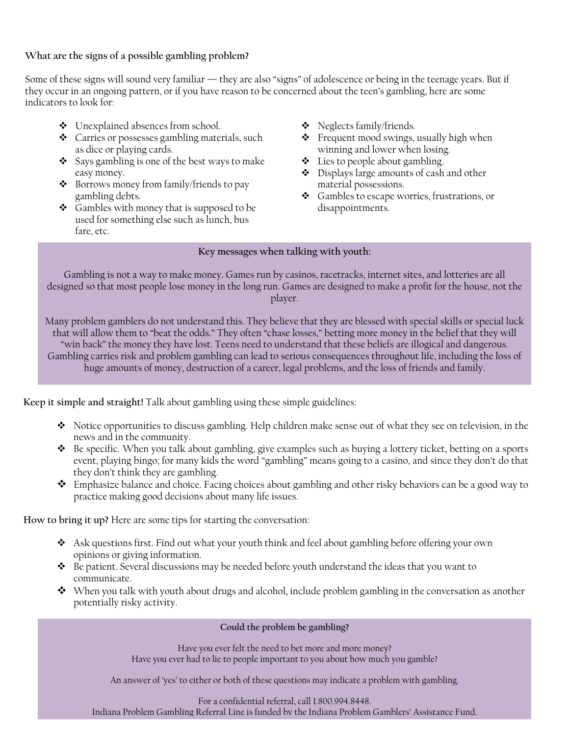**What are the signs of a possible gambling problem?**

Some of these signs will sound very familiar — they are also "signs" of adolescence or being in the teenage years. But if they occur in an ongoing pattern, or if you have reason to be concerned about the teen's gambling, here are some indicators to look for:

- Unexplained absences from school.
- Carries or possesses gambling materials, such as dice or playing cards.
- Says gambling is one of the best ways to make easy money.
- Borrows money from family/friends to pay gambling debts.
- Gambles with money that is supposed to be used for something else such as lunch, bus fare, etc.
- Neglects family/friends.
- Frequent mood swings, usually high when winning and lower when losing.
- Lies to people about gambling.
- Displays large amounts of cash and other material possessions.
- Gambles to escape worries, frustrations, or disappointments.

**Key messages when talking with youth:**

Gambling is not a way to make money. Games run by casinos, racetracks, internet sites, and lotteries are all designed so that most people lose money in the long run. Games are designed to make a profit for the house, not the player.

Many problem gamblers do not understand this. They believe that they are blessed with special skills or special luck that will allow them to "beat the odds." They often "chase losses," betting more money in the belief that they will "win back" the money they have lost. Teens need to understand that these beliefs are illogical and dangerous. Gambling carries risk and problem gambling can lead to serious consequences throughout life, including the loss of huge amounts of money, destruction of a career, legal problems, and the loss of friends and family.

**Keep it simple and straight!** Talk about gambling using these simple guidelines:

- Notice opportunities to discuss gambling. Help children make sense out of what they see on television, in the news and in the community.
- Be specific. When you talk about gambling, give examples such as buying a lottery ticket, betting on a sports event, playing bingo; for many kids the word "gambling" means going to a casino, and since they don't do that they don't think they are gambling.
- Emphasize balance and choice. Facing choices about gambling and other risky behaviors can be a good way to practice making good decisions about many life issues.

**How to bring it up?** Here are some tips for starting the conversation:

- Ask questions first. Find out what your youth think and feel about gambling before offering your own opinions or giving information.
- Be patient. Several discussions may be needed before youth understand the ideas that you want to communicate.
- When you talk with youth about drugs and alcohol, include problem gambling in the conversation as another potentially risky activity.

**Could the problem be gambling?**

Have you ever felt the need to bet more and more money?
Have you ever had to lie to people important to you about how much you gamble?

An answer of 'yes' to either or both of these questions may indicate a problem with gambling.

For a confidential referral, call 1.800.994.8448.
Indiana Problem Gambling Referral Line is funded by the Indiana Problem Gamblers' Assistance Fund.